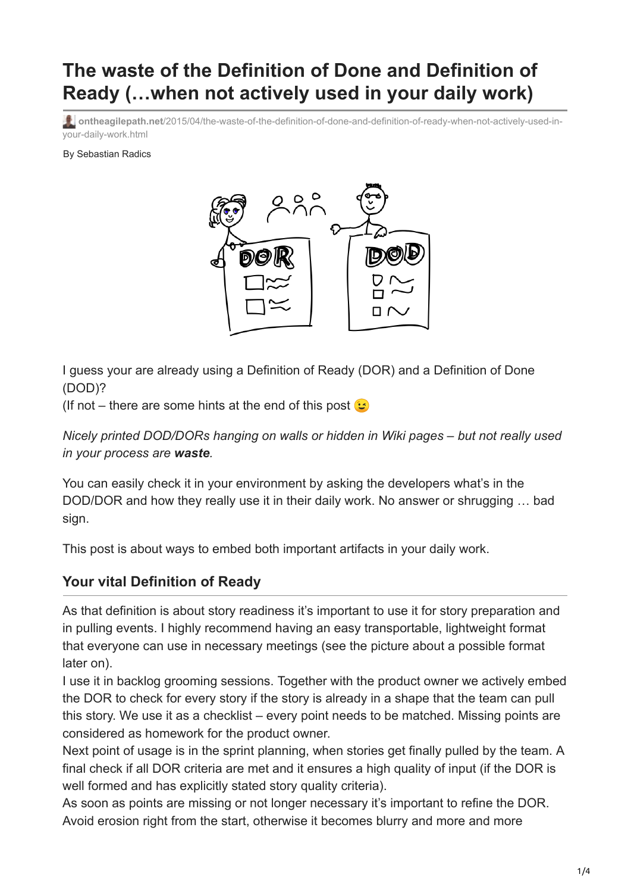# The waste of the Definition of Done and Definition of Ready (…when not actively used in your daily work)

ontheagilepath.net/2015/04/the-waste-of-the-definition-of-done-and-definition-of-ready-when-not-actively-used-in-your-daily-work.html

By Sebastian Radics

I guess your are already using a Definition of Ready (DOR) and a Definition of Done (DOD)?
(If not – there are some hints at the end of this post 😉

*Nicely printed DOD/DORs hanging on walls or hidden in Wiki pages – but not really used in your process are **waste**.*

You can easily check it in your environment by asking the developers what's in the DOD/DOR and how they really use it in their daily work. No answer or shrugging … bad sign.

This post is about ways to embed both important artifacts in your daily work.

## Your vital Definition of Ready

As that definition is about story readiness it's important to use it for story preparation and in pulling events. I highly recommend having an easy transportable, lightweight format that everyone can use in necessary meetings (see the picture about a possible format later on).
I use it in backlog grooming sessions. Together with the product owner we actively embed the DOR to check for every story if the story is already in a shape that the team can pull this story. We use it as a checklist – every point needs to be matched. Missing points are considered as homework for the product owner.
Next point of usage is in the sprint planning, when stories get finally pulled by the team. A final check if all DOR criteria are met and it ensures a high quality of input (if the DOR is well formed and has explicitly stated story quality criteria).
As soon as points are missing or not longer necessary it's important to refine the DOR. Avoid erosion right from the start, otherwise it becomes blurry and more and more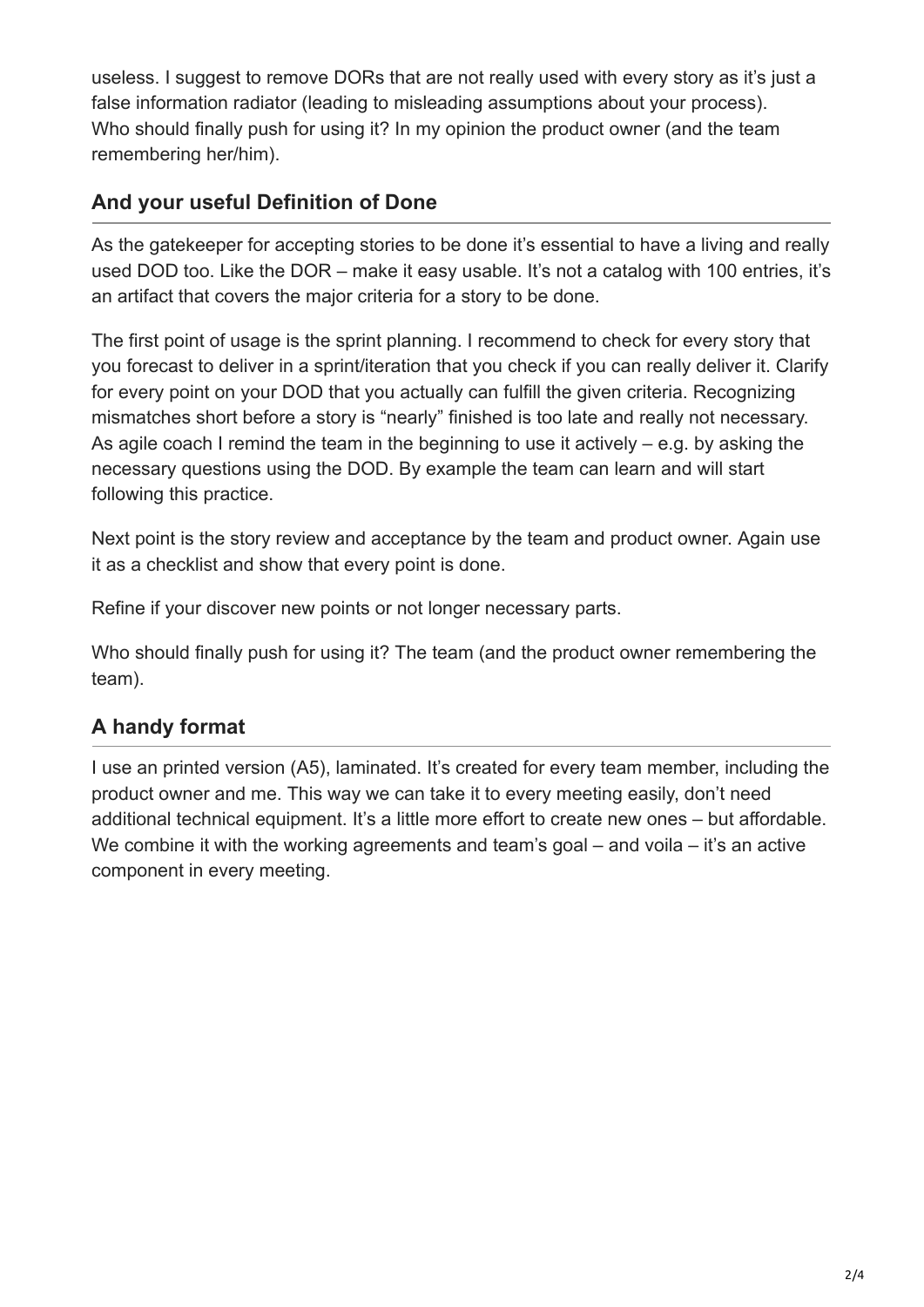useless. I suggest to remove DORs that are not really used with every story as it's just a false information radiator (leading to misleading assumptions about your process). Who should finally push for using it? In my opinion the product owner (and the team remembering her/him).

## And your useful Definition of Done

As the gatekeeper for accepting stories to be done it's essential to have a living and really used DOD too. Like the DOR – make it easy usable. It's not a catalog with 100 entries, it's an artifact that covers the major criteria for a story to be done.

The first point of usage is the sprint planning. I recommend to check for every story that you forecast to deliver in a sprint/iteration that you check if you can really deliver it. Clarify for every point on your DOD that you actually can fulfill the given criteria. Recognizing mismatches short before a story is "nearly" finished is too late and really not necessary. As agile coach I remind the team in the beginning to use it actively – e.g. by asking the necessary questions using the DOD. By example the team can learn and will start following this practice.

Next point is the story review and acceptance by the team and product owner. Again use it as a checklist and show that every point is done.

Refine if your discover new points or not longer necessary parts.

Who should finally push for using it? The team (and the product owner remembering the team).

## A handy format

I use an printed version (A5), laminated. It's created for every team member, including the product owner and me. This way we can take it to every meeting easily, don't need additional technical equipment. It's a little more effort to create new ones – but affordable. We combine it with the working agreements and team's goal – and voila – it's an active component in every meeting.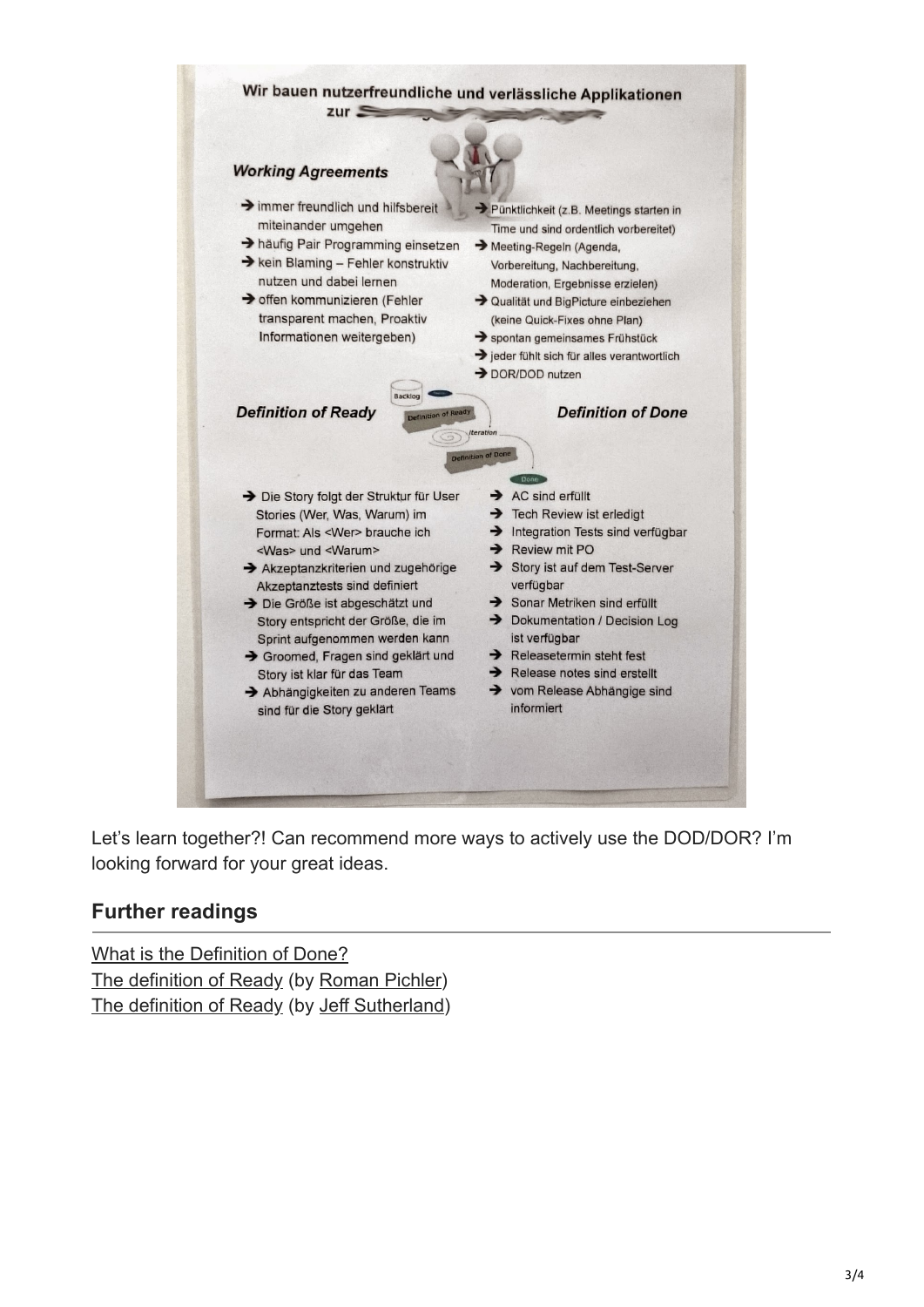Wir bauen nutzerfreundliche und verlässliche Applikationen zur ...

### Working Agreements

- immer freundlich und hilfsbereit miteinander umgehen
- häufig Pair Programming einsetzen
- kein Blaming – Fehler konstruktiv nutzen und dabei lernen
- offen kommunizieren (Fehler transparent machen, Proaktiv Informationen weitergeben)
- Pünktlichkeit (z.B. Meetings starten in Time und sind ordentlich vorbereitet)
- Meeting-Regeln (Agenda, Vorbereitung, Nachbereitung, Moderation, Ergebnisse erzielen)
- Qualität und BigPicture einbeziehen (keine Quick-Fixes ohne Plan)
- spontan gemeinsames Frühstück
- jeder fühlt sich für alles verantwortlich
- DOR/DOD nutzen

### Definition of Ready

- Die Story folgt der Struktur für User Stories (Wer, Was, Warum) im Format: Als <Wer> brauche ich <Was> und <Warum>
- Akzeptanzkriterien und zugehörige Akzeptanztests sind definiert
- Die Größe ist abgeschätzt und Story entspricht der Größe, die im Sprint aufgenommen werden kann
- Groomed, Fragen sind geklärt und Story ist klar für das Team
- Abhängigkeiten zu anderen Teams sind für die Story geklärt

### Definition of Done

- AC sind erfüllt
- Tech Review ist erledigt
- Integration Tests sind verfügbar
- Review mit PO
- Story ist auf dem Test-Server verfügbar
- Sonar Metriken sind erfüllt
- Dokumentation / Decision Log ist verfügbar
- Releasetermin steht fest
- Release notes sind erstellt
- vom Release Abhängige sind informiert

Let's learn together?! Can recommend more ways to actively use the DOD/DOR? I'm looking forward for your great ideas.

## Further readings

What is the Definition of Done?
The definition of Ready (by Roman Pichler)
The definition of Ready (by Jeff Sutherland)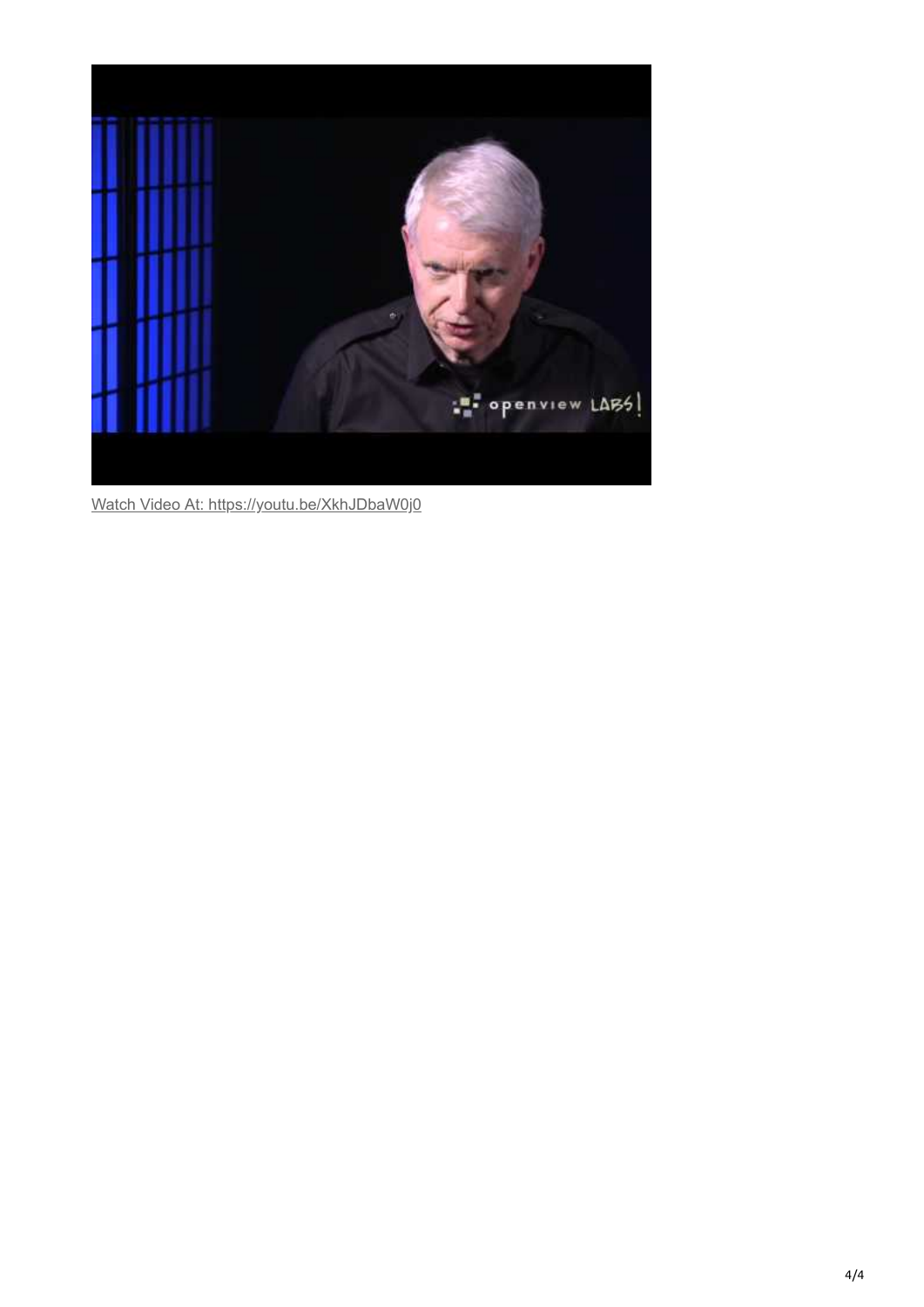Watch Video At: https://youtu.be/XkhJDbaW0j0